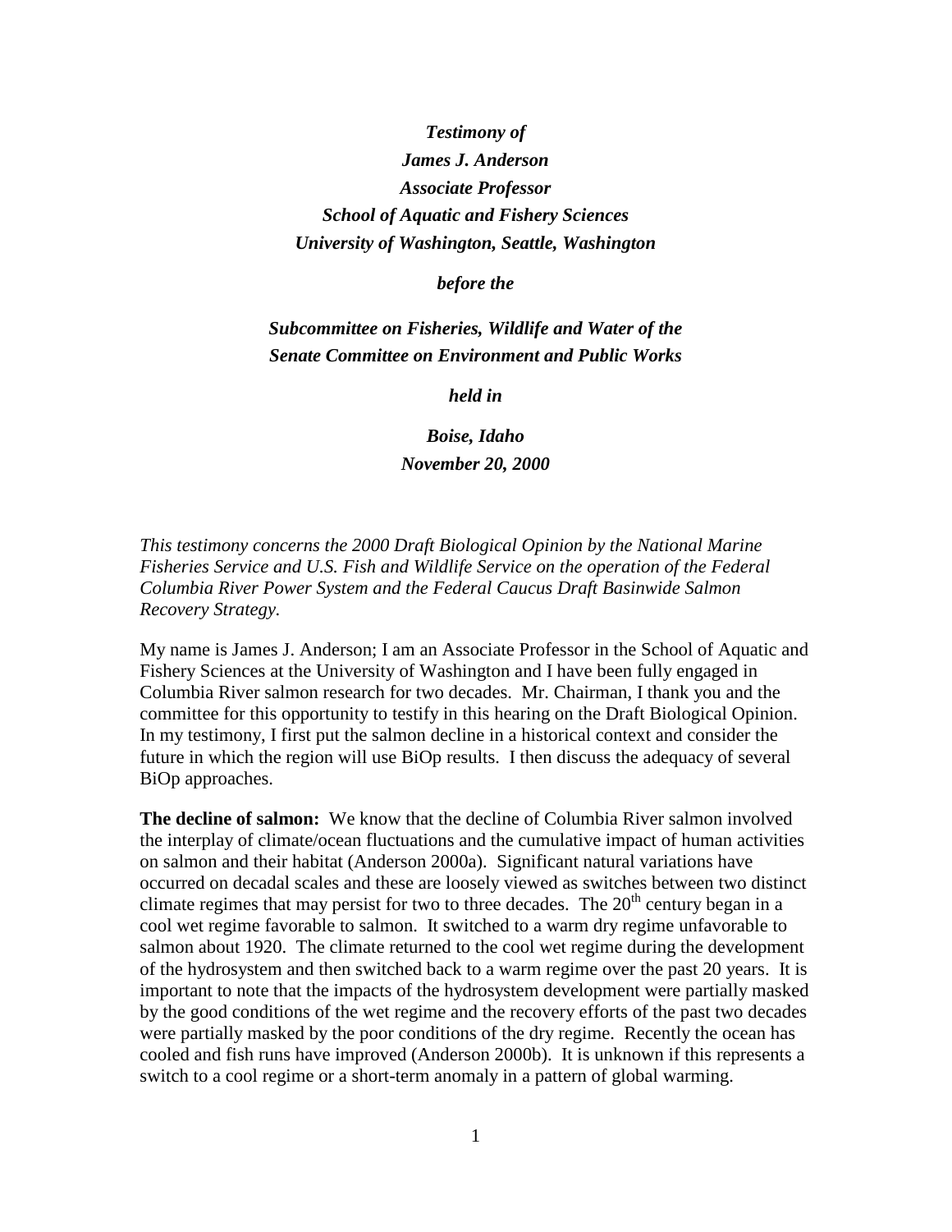***Testimony of***
***James J. Anderson***
***Associate Professor***
***School of Aquatic and Fishery Sciences***
***University of Washington, Seattle, Washington***

***before the***

***Subcommittee on Fisheries, Wildlife and Water of the***
***Senate Committee on Environment and Public Works***

***held in***

***Boise, Idaho***
***November 20, 2000***

*This testimony concerns the 2000 Draft Biological Opinion by the National Marine Fisheries Service and U.S. Fish and Wildlife Service on the operation of the Federal Columbia River Power System and the Federal Caucus Draft Basinwide Salmon Recovery Strategy.*

My name is James J. Anderson; I am an Associate Professor in the School of Aquatic and Fishery Sciences at the University of Washington and I have been fully engaged in Columbia River salmon research for two decades. Mr. Chairman, I thank you and the committee for this opportunity to testify in this hearing on the Draft Biological Opinion. In my testimony, I first put the salmon decline in a historical context and consider the future in which the region will use BiOp results. I then discuss the adequacy of several BiOp approaches.

**The decline of salmon:** We know that the decline of Columbia River salmon involved the interplay of climate/ocean fluctuations and the cumulative impact of human activities on salmon and their habitat (Anderson 2000a). Significant natural variations have occurred on decadal scales and these are loosely viewed as switches between two distinct climate regimes that may persist for two to three decades. The 20th century began in a cool wet regime favorable to salmon. It switched to a warm dry regime unfavorable to salmon about 1920. The climate returned to the cool wet regime during the development of the hydrosystem and then switched back to a warm regime over the past 20 years. It is important to note that the impacts of the hydrosystem development were partially masked by the good conditions of the wet regime and the recovery efforts of the past two decades were partially masked by the poor conditions of the dry regime. Recently the ocean has cooled and fish runs have improved (Anderson 2000b). It is unknown if this represents a switch to a cool regime or a short-term anomaly in a pattern of global warming.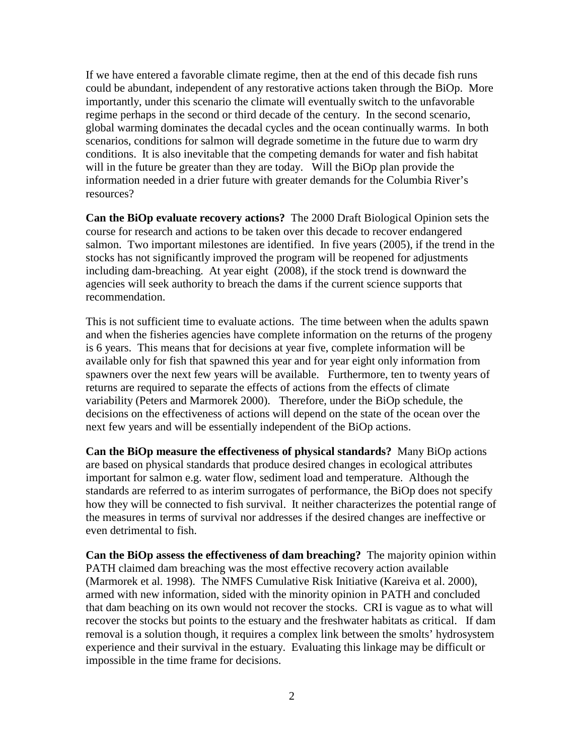If we have entered a favorable climate regime, then at the end of this decade fish runs could be abundant, independent of any restorative actions taken through the BiOp. More importantly, under this scenario the climate will eventually switch to the unfavorable regime perhaps in the second or third decade of the century. In the second scenario, global warming dominates the decadal cycles and the ocean continually warms. In both scenarios, conditions for salmon will degrade sometime in the future due to warm dry conditions. It is also inevitable that the competing demands for water and fish habitat will in the future be greater than they are today. Will the BiOp plan provide the information needed in a drier future with greater demands for the Columbia River's resources?

**Can the BiOp evaluate recovery actions?** The 2000 Draft Biological Opinion sets the course for research and actions to be taken over this decade to recover endangered salmon. Two important milestones are identified. In five years (2005), if the trend in the stocks has not significantly improved the program will be reopened for adjustments including dam-breaching. At year eight (2008), if the stock trend is downward the agencies will seek authority to breach the dams if the current science supports that recommendation.

This is not sufficient time to evaluate actions. The time between when the adults spawn and when the fisheries agencies have complete information on the returns of the progeny is 6 years. This means that for decisions at year five, complete information will be available only for fish that spawned this year and for year eight only information from spawners over the next few years will be available. Furthermore, ten to twenty years of returns are required to separate the effects of actions from the effects of climate variability (Peters and Marmorek 2000). Therefore, under the BiOp schedule, the decisions on the effectiveness of actions will depend on the state of the ocean over the next few years and will be essentially independent of the BiOp actions.

**Can the BiOp measure the effectiveness of physical standards?** Many BiOp actions are based on physical standards that produce desired changes in ecological attributes important for salmon e.g. water flow, sediment load and temperature. Although the standards are referred to as interim surrogates of performance, the BiOp does not specify how they will be connected to fish survival. It neither characterizes the potential range of the measures in terms of survival nor addresses if the desired changes are ineffective or even detrimental to fish.

**Can the BiOp assess the effectiveness of dam breaching?** The majority opinion within PATH claimed dam breaching was the most effective recovery action available (Marmorek et al. 1998). The NMFS Cumulative Risk Initiative (Kareiva et al. 2000), armed with new information, sided with the minority opinion in PATH and concluded that dam beaching on its own would not recover the stocks. CRI is vague as to what will recover the stocks but points to the estuary and the freshwater habitats as critical. If dam removal is a solution though, it requires a complex link between the smolts' hydrosystem experience and their survival in the estuary. Evaluating this linkage may be difficult or impossible in the time frame for decisions.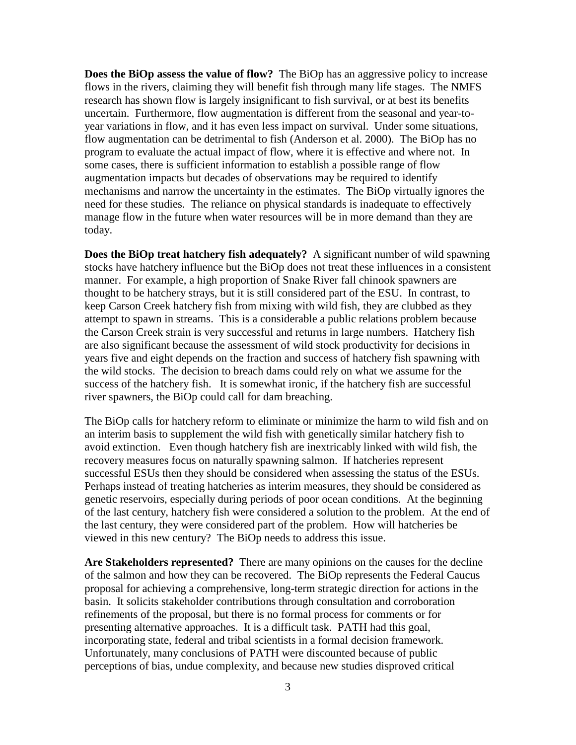**Does the BiOp assess the value of flow?** The BiOp has an aggressive policy to increase flows in the rivers, claiming they will benefit fish through many life stages. The NMFS research has shown flow is largely insignificant to fish survival, or at best its benefits uncertain. Furthermore, flow augmentation is different from the seasonal and year-to-year variations in flow, and it has even less impact on survival. Under some situations, flow augmentation can be detrimental to fish (Anderson et al. 2000). The BiOp has no program to evaluate the actual impact of flow, where it is effective and where not. In some cases, there is sufficient information to establish a possible range of flow augmentation impacts but decades of observations may be required to identify mechanisms and narrow the uncertainty in the estimates. The BiOp virtually ignores the need for these studies. The reliance on physical standards is inadequate to effectively manage flow in the future when water resources will be in more demand than they are today.

**Does the BiOp treat hatchery fish adequately?** A significant number of wild spawning stocks have hatchery influence but the BiOp does not treat these influences in a consistent manner. For example, a high proportion of Snake River fall chinook spawners are thought to be hatchery strays, but it is still considered part of the ESU. In contrast, to keep Carson Creek hatchery fish from mixing with wild fish, they are clubbed as they attempt to spawn in streams. This is a considerable a public relations problem because the Carson Creek strain is very successful and returns in large numbers. Hatchery fish are also significant because the assessment of wild stock productivity for decisions in years five and eight depends on the fraction and success of hatchery fish spawning with the wild stocks. The decision to breach dams could rely on what we assume for the success of the hatchery fish. It is somewhat ironic, if the hatchery fish are successful river spawners, the BiOp could call for dam breaching.

The BiOp calls for hatchery reform to eliminate or minimize the harm to wild fish and on an interim basis to supplement the wild fish with genetically similar hatchery fish to avoid extinction. Even though hatchery fish are inextricably linked with wild fish, the recovery measures focus on naturally spawning salmon. If hatcheries represent successful ESUs then they should be considered when assessing the status of the ESUs. Perhaps instead of treating hatcheries as interim measures, they should be considered as genetic reservoirs, especially during periods of poor ocean conditions. At the beginning of the last century, hatchery fish were considered a solution to the problem. At the end of the last century, they were considered part of the problem. How will hatcheries be viewed in this new century? The BiOp needs to address this issue.

**Are Stakeholders represented?** There are many opinions on the causes for the decline of the salmon and how they can be recovered. The BiOp represents the Federal Caucus proposal for achieving a comprehensive, long-term strategic direction for actions in the basin. It solicits stakeholder contributions through consultation and corroboration refinements of the proposal, but there is no formal process for comments or for presenting alternative approaches. It is a difficult task. PATH had this goal, incorporating state, federal and tribal scientists in a formal decision framework. Unfortunately, many conclusions of PATH were discounted because of public perceptions of bias, undue complexity, and because new studies disproved critical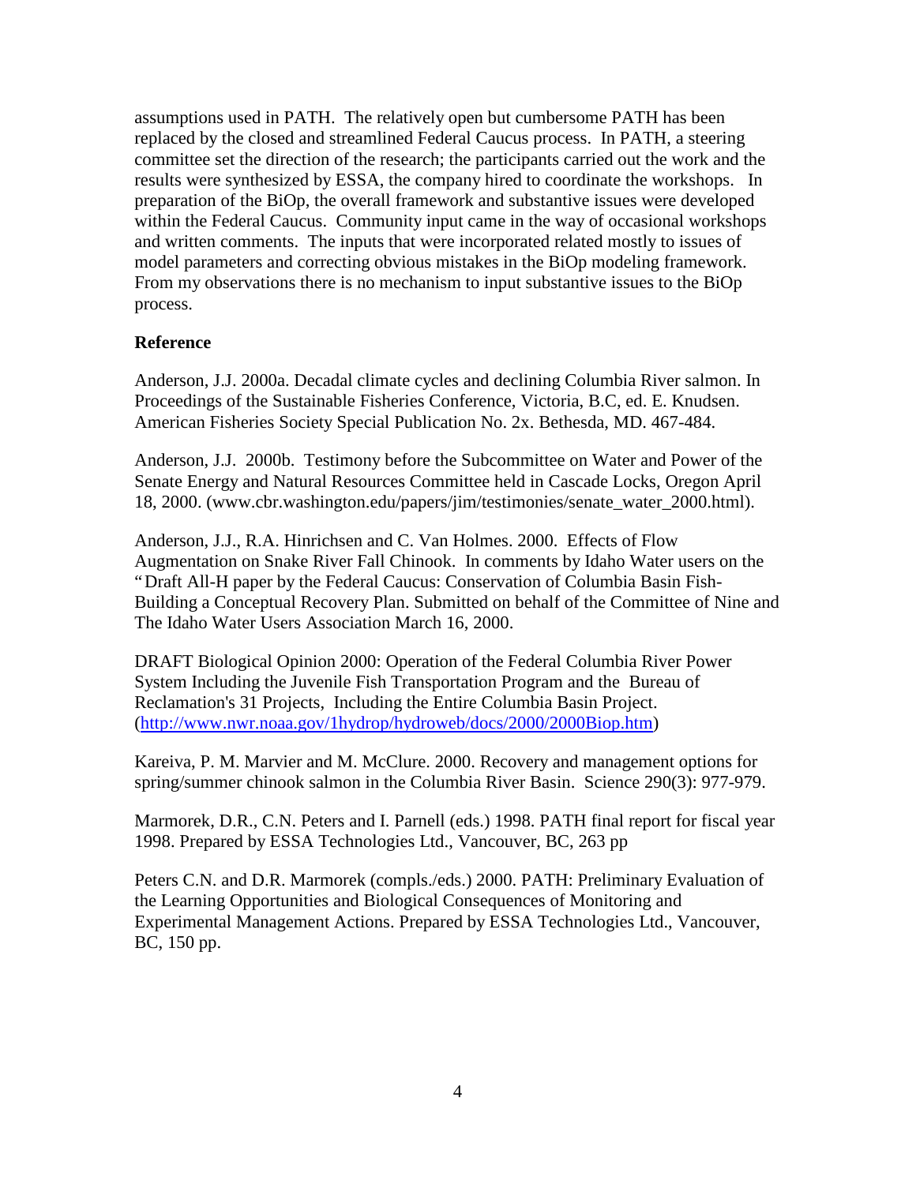assumptions used in PATH. The relatively open but cumbersome PATH has been replaced by the closed and streamlined Federal Caucus process. In PATH, a steering committee set the direction of the research; the participants carried out the work and the results were synthesized by ESSA, the company hired to coordinate the workshops. In preparation of the BiOp, the overall framework and substantive issues were developed within the Federal Caucus. Community input came in the way of occasional workshops and written comments. The inputs that were incorporated related mostly to issues of model parameters and correcting obvious mistakes in the BiOp modeling framework. From my observations there is no mechanism to input substantive issues to the BiOp process.

**Reference**

Anderson, J.J. 2000a. Decadal climate cycles and declining Columbia River salmon. In Proceedings of the Sustainable Fisheries Conference, Victoria, B.C, ed. E. Knudsen. American Fisheries Society Special Publication No. 2x. Bethesda, MD. 467-484.

Anderson, J.J. 2000b. Testimony before the Subcommittee on Water and Power of the Senate Energy and Natural Resources Committee held in Cascade Locks, Oregon April 18, 2000. (www.cbr.washington.edu/papers/jim/testimonies/senate_water_2000.html).

Anderson, J.J., R.A. Hinrichsen and C. Van Holmes. 2000. Effects of Flow Augmentation on Snake River Fall Chinook. In comments by Idaho Water users on the "Draft All-H paper by the Federal Caucus: Conservation of Columbia Basin Fish-Building a Conceptual Recovery Plan. Submitted on behalf of the Committee of Nine and The Idaho Water Users Association March 16, 2000.

DRAFT Biological Opinion 2000: Operation of the Federal Columbia River Power System Including the Juvenile Fish Transportation Program and the Bureau of Reclamation's 31 Projects, Including the Entire Columbia Basin Project. (http://www.nwr.noaa.gov/1hydrop/hydroweb/docs/2000/2000Biop.htm)

Kareiva, P. M. Marvier and M. McClure. 2000. Recovery and management options for spring/summer chinook salmon in the Columbia River Basin. Science 290(3): 977-979.

Marmorek, D.R., C.N. Peters and I. Parnell (eds.) 1998. PATH final report for fiscal year 1998. Prepared by ESSA Technologies Ltd., Vancouver, BC, 263 pp

Peters C.N. and D.R. Marmorek (compls./eds.) 2000. PATH: Preliminary Evaluation of the Learning Opportunities and Biological Consequences of Monitoring and Experimental Management Actions. Prepared by ESSA Technologies Ltd., Vancouver, BC, 150 pp.